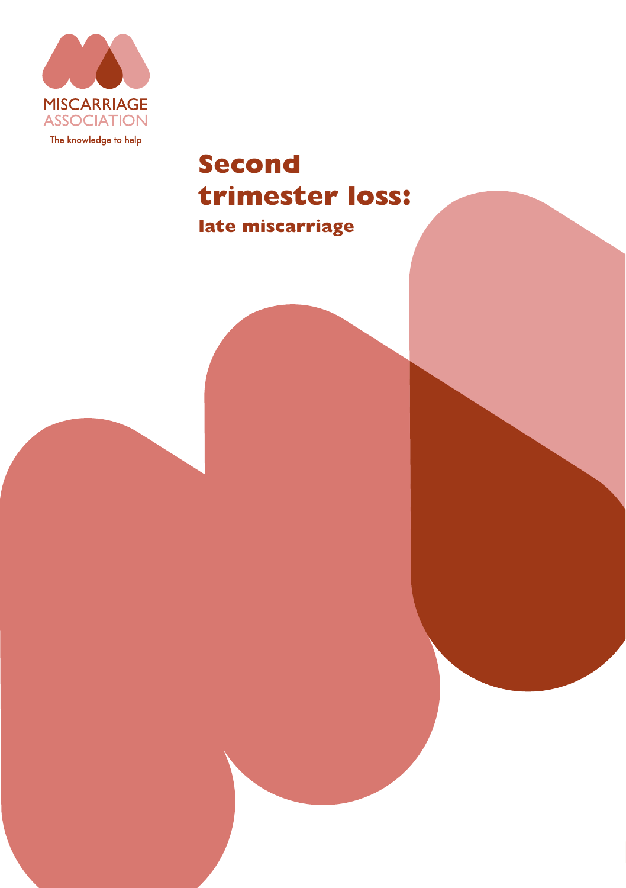MISCARRIAGE ASSOCIATION

The knowledge to help

# Second trimester loss:

## late miscarriage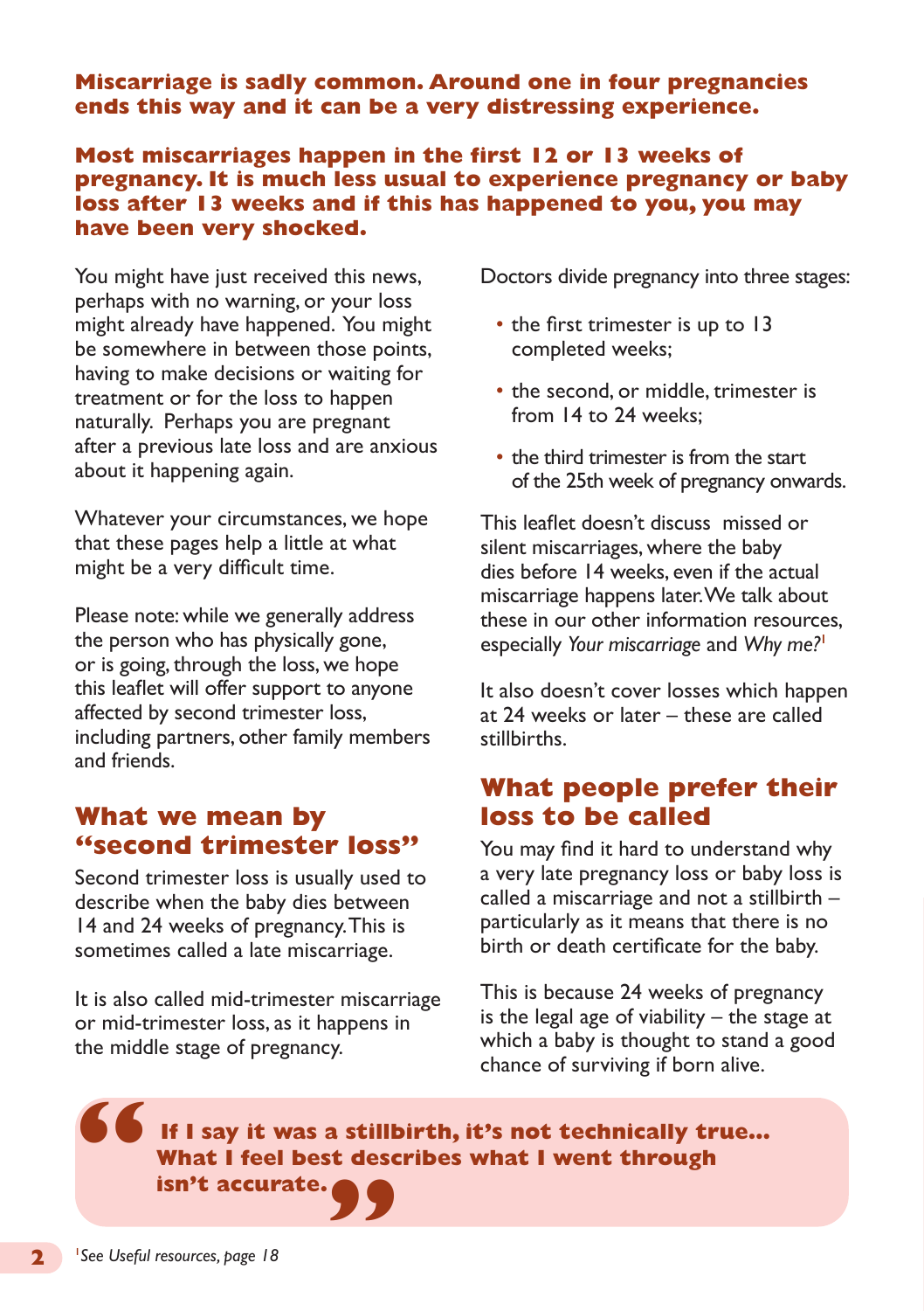**Miscarriage is sadly common. Around one in four pregnancies ends this way and it can be a very distressing experience.**

**Most miscarriages happen in the first 12 or 13 weeks of pregnancy. It is much less usual to experience pregnancy or baby loss after 13 weeks and if this has happened to you, you may have been very shocked.**

You might have just received this news, perhaps with no warning, or your loss might already have happened. You might be somewhere in between those points, having to make decisions or waiting for treatment or for the loss to happen naturally. Perhaps you are pregnant after a previous late loss and are anxious about it happening again.

Whatever your circumstances, we hope that these pages help a little at what might be a very difficult time.

Please note: while we generally address the person who has physically gone, or is going, through the loss, we hope this leaflet will offer support to anyone affected by second trimester loss, including partners, other family members and friends.

## What we mean by "second trimester loss"

Second trimester loss is usually used to describe when the baby dies between 14 and 24 weeks of pregnancy. This is sometimes called a late miscarriage.

It is also called mid-trimester miscarriage or mid-trimester loss, as it happens in the middle stage of pregnancy.

Doctors divide pregnancy into three stages:

- the first trimester is up to 13 completed weeks;
- the second, or middle, trimester is from 14 to 24 weeks;
- the third trimester is from the start of the 25th week of pregnancy onwards.

This leaflet doesn't discuss missed or silent miscarriages, where the baby dies before 14 weeks, even if the actual miscarriage happens later. We talk about these in our other information resources, especially *Your miscarriage* and *Why me?*[1]

It also doesn't cover losses which happen at 24 weeks or later – these are called stillbirths.

## What people prefer their loss to be called

You may find it hard to understand why a very late pregnancy loss or baby loss is called a miscarriage and not a stillbirth – particularly as it means that there is no birth or death certificate for the baby.

This is because 24 weeks of pregnancy is the legal age of viability – the stage at which a baby is thought to stand a good chance of surviving if born alive.

> **"If I say it was a stillbirth, it's not technically true... What I feel best describes what I went through isn't accurate."**

[1] See *Useful resources, page 18*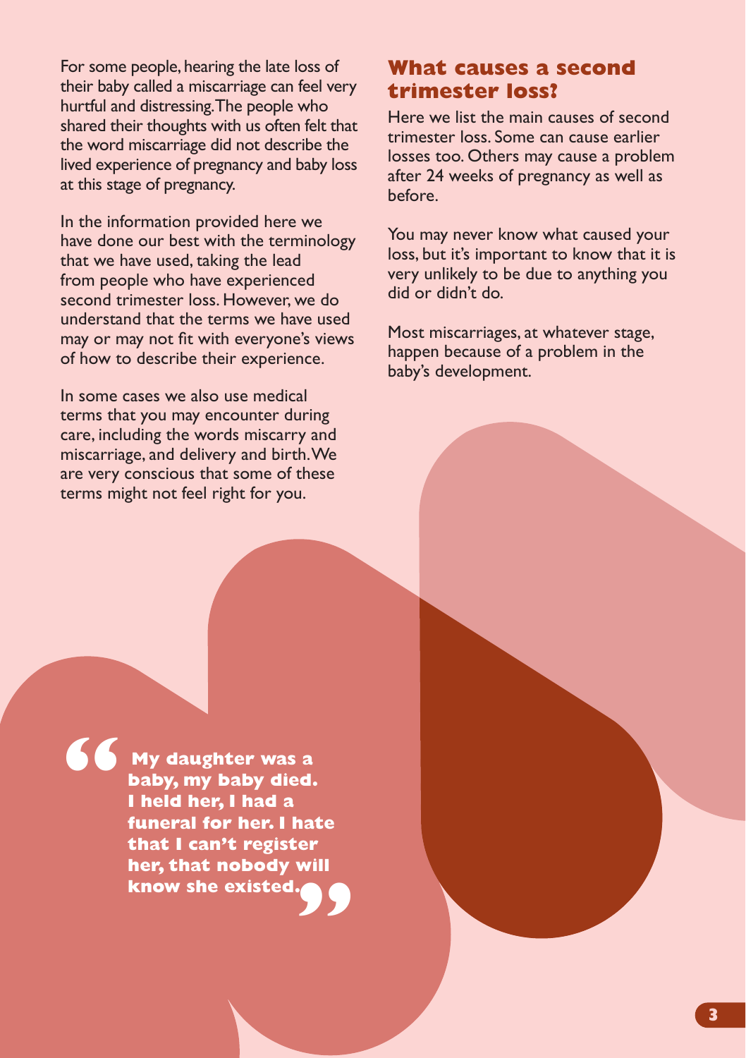For some people, hearing the late loss of their baby called a miscarriage can feel very hurtful and distressing. The people who shared their thoughts with us often felt that the word miscarriage did not describe the lived experience of pregnancy and baby loss at this stage of pregnancy.

In the information provided here we have done our best with the terminology that we have used, taking the lead from people who have experienced second trimester loss. However, we do understand that the terms we have used may or may not fit with everyone's views of how to describe their experience.

In some cases we also use medical terms that you may encounter during care, including the words miscarry and miscarriage, and delivery and birth. We are very conscious that some of these terms might not feel right for you.

## What causes a second trimester loss?

Here we list the main causes of second trimester loss. Some can cause earlier losses too. Others may cause a problem after 24 weeks of pregnancy as well as before.

You may never know what caused your loss, but it's important to know that it is very unlikely to be due to anything you did or didn't do.

Most miscarriages, at whatever stage, happen because of a problem in the baby's development.

> **"My daughter was a baby, my baby died. I held her, I had a funeral for her. I hate that I can't register her, that nobody will know she existed."**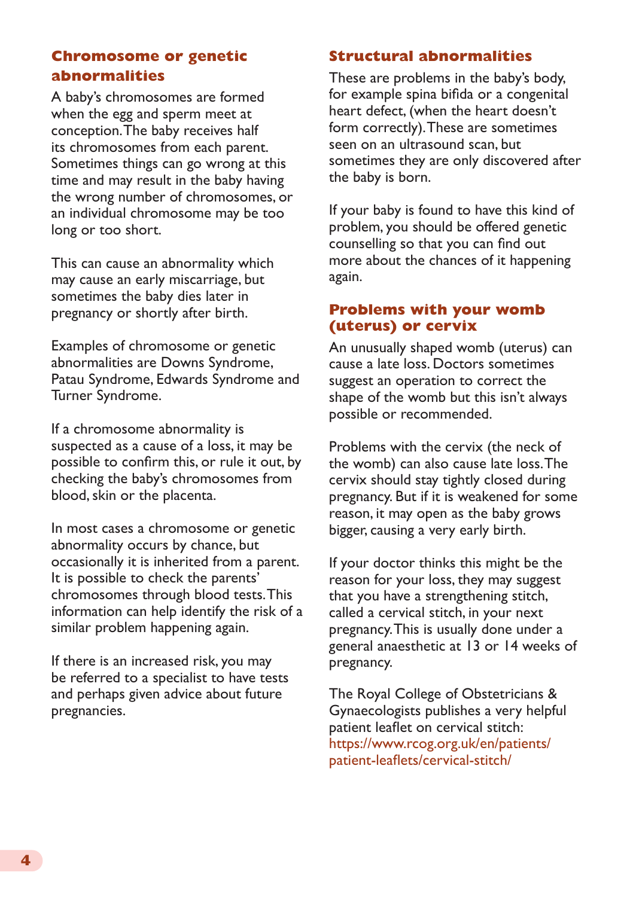## Chromosome or genetic abnormalities

A baby's chromosomes are formed when the egg and sperm meet at conception. The baby receives half its chromosomes from each parent. Sometimes things can go wrong at this time and may result in the baby having the wrong number of chromosomes, or an individual chromosome may be too long or too short.

This can cause an abnormality which may cause an early miscarriage, but sometimes the baby dies later in pregnancy or shortly after birth.

Examples of chromosome or genetic abnormalities are Downs Syndrome, Patau Syndrome, Edwards Syndrome and Turner Syndrome.

If a chromosome abnormality is suspected as a cause of a loss, it may be possible to confirm this, or rule it out, by checking the baby's chromosomes from blood, skin or the placenta.

In most cases a chromosome or genetic abnormality occurs by chance, but occasionally it is inherited from a parent. It is possible to check the parents' chromosomes through blood tests. This information can help identify the risk of a similar problem happening again.

If there is an increased risk, you may be referred to a specialist to have tests and perhaps given advice about future pregnancies.

## Structural abnormalities

These are problems in the baby's body, for example spina bifida or a congenital heart defect, (when the heart doesn't form correctly). These are sometimes seen on an ultrasound scan, but sometimes they are only discovered after the baby is born.

If your baby is found to have this kind of problem, you should be offered genetic counselling so that you can find out more about the chances of it happening again.

## Problems with your womb (uterus) or cervix

An unusually shaped womb (uterus) can cause a late loss. Doctors sometimes suggest an operation to correct the shape of the womb but this isn't always possible or recommended.

Problems with the cervix (the neck of the womb) can also cause late loss. The cervix should stay tightly closed during pregnancy. But if it is weakened for some reason, it may open as the baby grows bigger, causing a very early birth.

If your doctor thinks this might be the reason for your loss, they may suggest that you have a strengthening stitch, called a cervical stitch, in your next pregnancy. This is usually done under a general anaesthetic at 13 or 14 weeks of pregnancy.

The Royal College of Obstetricians & Gynaecologists publishes a very helpful patient leaflet on cervical stitch: https://www.rcog.org.uk/en/patients/patient-leaflets/cervical-stitch/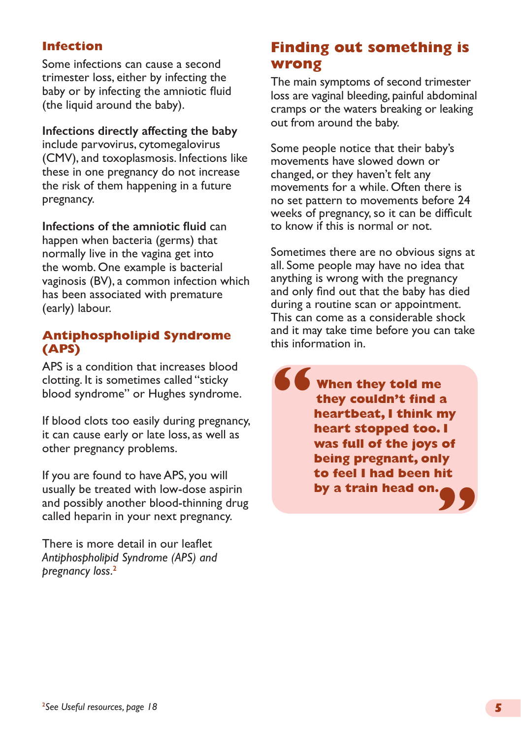### Infection

Some infections can cause a second trimester loss, either by infecting the baby or by infecting the amniotic fluid (the liquid around the baby).

**Infections directly affecting the baby** include parvovirus, cytomegalovirus (CMV), and toxoplasmosis. Infections like these in one pregnancy do not increase the risk of them happening in a future pregnancy.

**Infections of the amniotic fluid** can happen when bacteria (germs) that normally live in the vagina get into the womb. One example is bacterial vaginosis (BV), a common infection which has been associated with premature (early) labour.

### Antiphospholipid Syndrome (APS)

APS is a condition that increases blood clotting. It is sometimes called "sticky blood syndrome" or Hughes syndrome.

If blood clots too easily during pregnancy, it can cause early or late loss, as well as other pregnancy problems.

If you are found to have APS, you will usually be treated with low-dose aspirin and possibly another blood-thinning drug called heparin in your next pregnancy.

There is more detail in our leaflet *Antiphospholipid Syndrome (APS) and pregnancy loss*.[2]

## Finding out something is wrong

The main symptoms of second trimester loss are vaginal bleeding, painful abdominal cramps or the waters breaking or leaking out from around the baby.

Some people notice that their baby's movements have slowed down or changed, or they haven't felt any movements for a while. Often there is no set pattern to movements before 24 weeks of pregnancy, so it can be difficult to know if this is normal or not.

Sometimes there are no obvious signs at all. Some people may have no idea that anything is wrong with the pregnancy and only find out that the baby has died during a routine scan or appointment. This can come as a considerable shock and it may take time before you can take this information in.

> **"When they told me they couldn't find a heartbeat, I think my heart stopped too. I was full of the joys of being pregnant, only to feel I had been hit by a train head on."**

[2]See *Useful resources, page 18*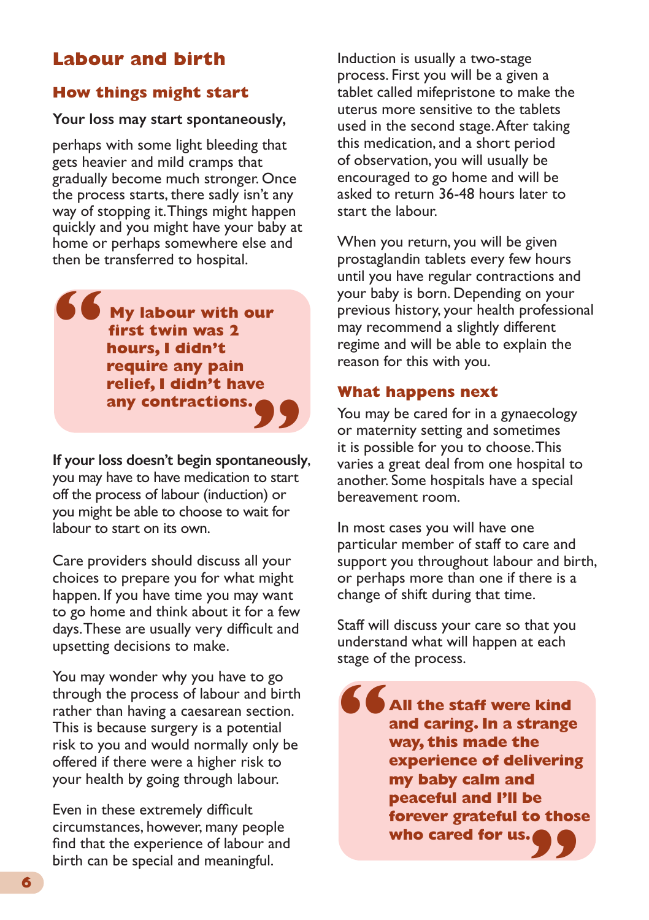## Labour and birth

### How things might start

**Your loss may start spontaneously,** perhaps with some light bleeding that gets heavier and mild cramps that gradually become much stronger. Once the process starts, there sadly isn't any way of stopping it. Things might happen quickly and you might have your baby at home or perhaps somewhere else and then be transferred to hospital.

> **"My labour with our first twin was 2 hours, I didn't require any pain relief, I didn't have any contractions."**

**If your loss doesn't begin spontaneously,** you may have to have medication to start off the process of labour (induction) or you might be able to choose to wait for labour to start on its own.

Care providers should discuss all your choices to prepare you for what might happen. If you have time you may want to go home and think about it for a few days. These are usually very difficult and upsetting decisions to make.

You may wonder why you have to go through the process of labour and birth rather than having a caesarean section. This is because surgery is a potential risk to you and would normally only be offered if there were a higher risk to your health by going through labour.

Even in these extremely difficult circumstances, however, many people find that the experience of labour and birth can be special and meaningful.

Induction is usually a two-stage process. First you will be a given a tablet called mifepristone to make the uterus more sensitive to the tablets used in the second stage. After taking this medication, and a short period of observation, you will usually be encouraged to go home and will be asked to return 36-48 hours later to start the labour.

When you return, you will be given prostaglandin tablets every few hours until you have regular contractions and your baby is born. Depending on your previous history, your health professional may recommend a slightly different regime and will be able to explain the reason for this with you.

### What happens next

You may be cared for in a gynaecology or maternity setting and sometimes it is possible for you to choose. This varies a great deal from one hospital to another. Some hospitals have a special bereavement room.

In most cases you will have one particular member of staff to care and support you throughout labour and birth, or perhaps more than one if there is a change of shift during that time.

Staff will discuss your care so that you understand what will happen at each stage of the process.

> **"All the staff were kind and caring. In a strange way, this made the experience of delivering my baby calm and peaceful and I'll be forever grateful to those who cared for us."**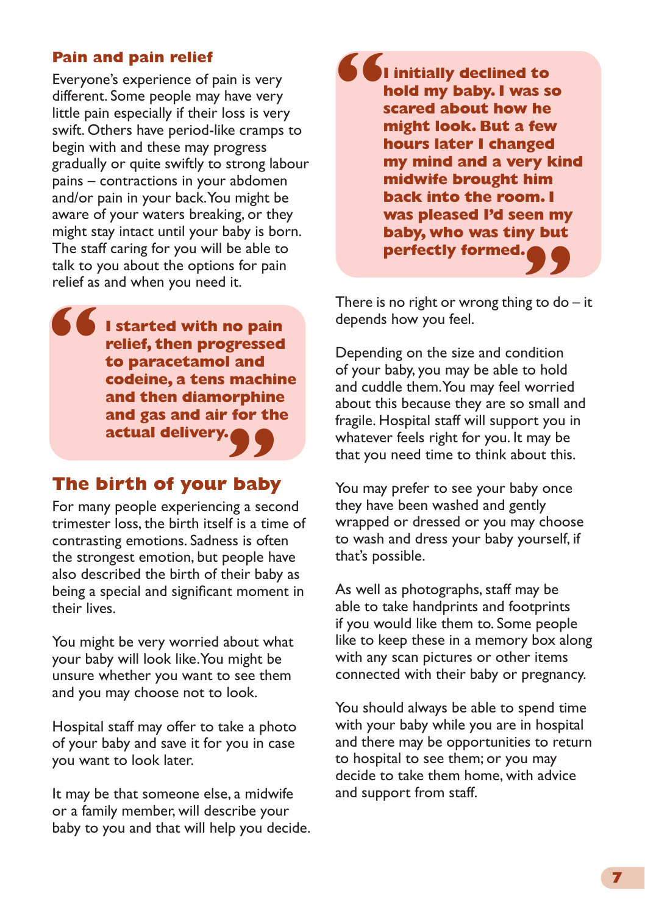## Pain and pain relief

Everyone's experience of pain is very different. Some people may have very little pain especially if their loss is very swift. Others have period-like cramps to begin with and these may progress gradually or quite swiftly to strong labour pains – contractions in your abdomen and/or pain in your back. You might be aware of your waters breaking, or they might stay intact until your baby is born. The staff caring for you will be able to talk to you about the options for pain relief as and when you need it.

> **"I started with no pain relief, then progressed to paracetamol and codeine, a tens machine and then diamorphine and gas and air for the actual delivery."**

## The birth of your baby

For many people experiencing a second trimester loss, the birth itself is a time of contrasting emotions. Sadness is often the strongest emotion, but people have also described the birth of their baby as being a special and significant moment in their lives.

You might be very worried about what your baby will look like. You might be unsure whether you want to see them and you may choose not to look.

Hospital staff may offer to take a photo of your baby and save it for you in case you want to look later.

It may be that someone else, a midwife or a family member, will describe your baby to you and that will help you decide.

> **"I initially declined to hold my baby. I was so scared about how he might look. But a few hours later I changed my mind and a very kind midwife brought him back into the room. I was pleased I'd seen my baby, who was tiny but perfectly formed."**

There is no right or wrong thing to do – it depends how you feel.

Depending on the size and condition of your baby, you may be able to hold and cuddle them. You may feel worried about this because they are so small and fragile. Hospital staff will support you in whatever feels right for you. It may be that you need time to think about this.

You may prefer to see your baby once they have been washed and gently wrapped or dressed or you may choose to wash and dress your baby yourself, if that's possible.

As well as photographs, staff may be able to take handprints and footprints if you would like them to. Some people like to keep these in a memory box along with any scan pictures or other items connected with their baby or pregnancy.

You should always be able to spend time with your baby while you are in hospital and there may be opportunities to return to hospital to see them; or you may decide to take them home, with advice and support from staff.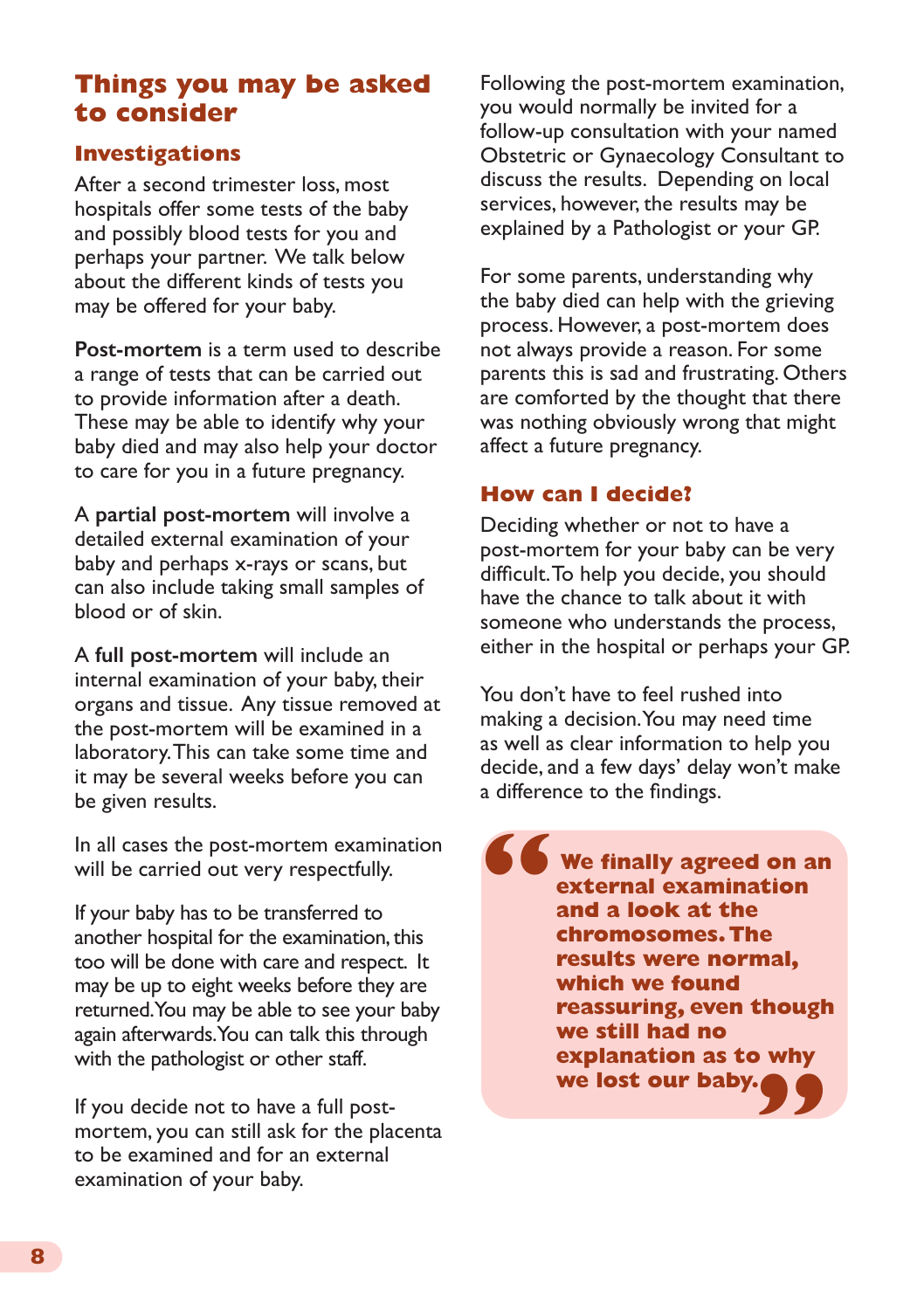## Things you may be asked to consider

### Investigations

After a second trimester loss, most hospitals offer some tests of the baby and possibly blood tests for you and perhaps your partner. We talk below about the different kinds of tests you may be offered for your baby.

**Post-mortem** is a term used to describe a range of tests that can be carried out to provide information after a death. These may be able to identify why your baby died and may also help your doctor to care for you in a future pregnancy.

A **partial post-mortem** will involve a detailed external examination of your baby and perhaps x-rays or scans, but can also include taking small samples of blood or of skin.

A **full post-mortem** will include an internal examination of your baby, their organs and tissue. Any tissue removed at the post-mortem will be examined in a laboratory. This can take some time and it may be several weeks before you can be given results.

In all cases the post-mortem examination will be carried out very respectfully.

If your baby has to be transferred to another hospital for the examination, this too will be done with care and respect. It may be up to eight weeks before they are returned. You may be able to see your baby again afterwards. You can talk this through with the pathologist or other staff.

If you decide not to have a full post-mortem, you can still ask for the placenta to be examined and for an external examination of your baby.

Following the post-mortem examination, you would normally be invited for a follow-up consultation with your named Obstetric or Gynaecology Consultant to discuss the results. Depending on local services, however, the results may be explained by a Pathologist or your GP.

For some parents, understanding why the baby died can help with the grieving process. However, a post-mortem does not always provide a reason. For some parents this is sad and frustrating. Others are comforted by the thought that there was nothing obviously wrong that might affect a future pregnancy.

### How can I decide?

Deciding whether or not to have a post-mortem for your baby can be very difficult. To help you decide, you should have the chance to talk about it with someone who understands the process, either in the hospital or perhaps your GP.

You don't have to feel rushed into making a decision. You may need time as well as clear information to help you decide, and a few days' delay won't make a difference to the findings.

> **"We finally agreed on an external examination and a look at the chromosomes. The results were normal, which we found reassuring, even though we still had no explanation as to why we lost our baby."**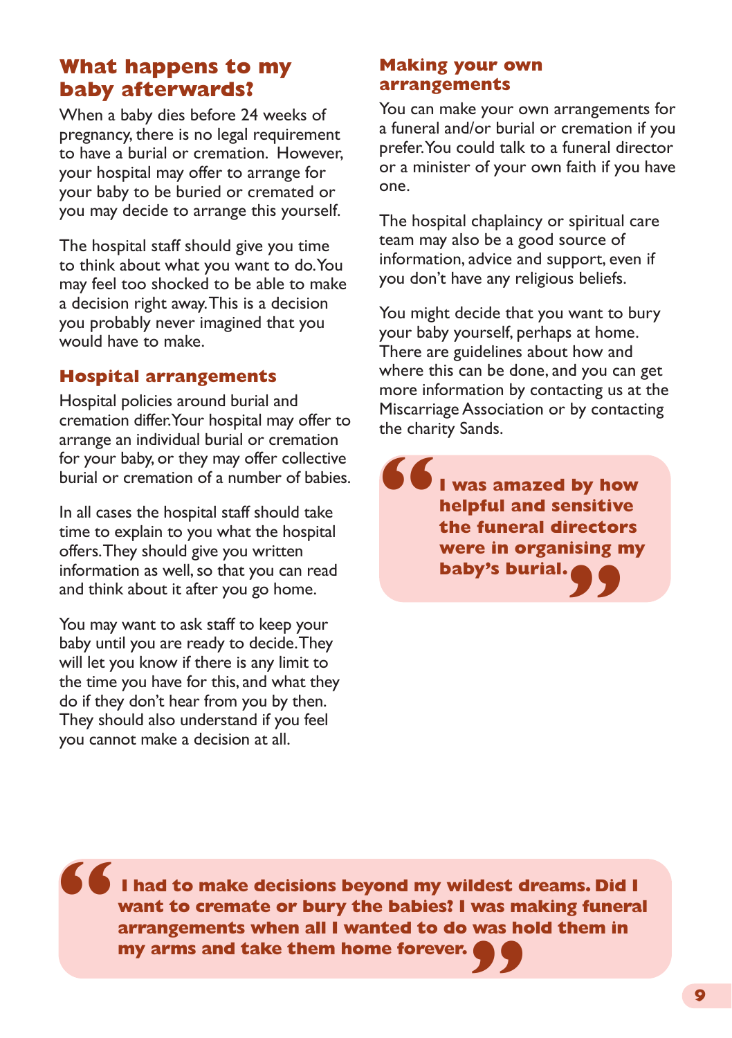## What happens to my baby afterwards?

When a baby dies before 24 weeks of pregnancy, there is no legal requirement to have a burial or cremation. However, your hospital may offer to arrange for your baby to be buried or cremated or you may decide to arrange this yourself.

The hospital staff should give you time to think about what you want to do. You may feel too shocked to be able to make a decision right away. This is a decision you probably never imagined that you would have to make.

### Hospital arrangements

Hospital policies around burial and cremation differ. Your hospital may offer to arrange an individual burial or cremation for your baby, or they may offer collective burial or cremation of a number of babies.

In all cases the hospital staff should take time to explain to you what the hospital offers. They should give you written information as well, so that you can read and think about it after you go home.

You may want to ask staff to keep your baby until you are ready to decide. They will let you know if there is any limit to the time you have for this, and what they do if they don't hear from you by then. They should also understand if you feel you cannot make a decision at all.

### Making your own arrangements

You can make your own arrangements for a funeral and/or burial or cremation if you prefer. You could talk to a funeral director or a minister of your own faith if you have one.

The hospital chaplaincy or spiritual care team may also be a good source of information, advice and support, even if you don't have any religious beliefs.

You might decide that you want to bury your baby yourself, perhaps at home. There are guidelines about how and where this can be done, and you can get more information by contacting us at the Miscarriage Association or by contacting the charity Sands.

> **"I was amazed by how helpful and sensitive the funeral directors were in organising my baby's burial."**

> **"I had to make decisions beyond my wildest dreams. Did I want to cremate or bury the babies? I was making funeral arrangements when all I wanted to do was hold them in my arms and take them home forever."**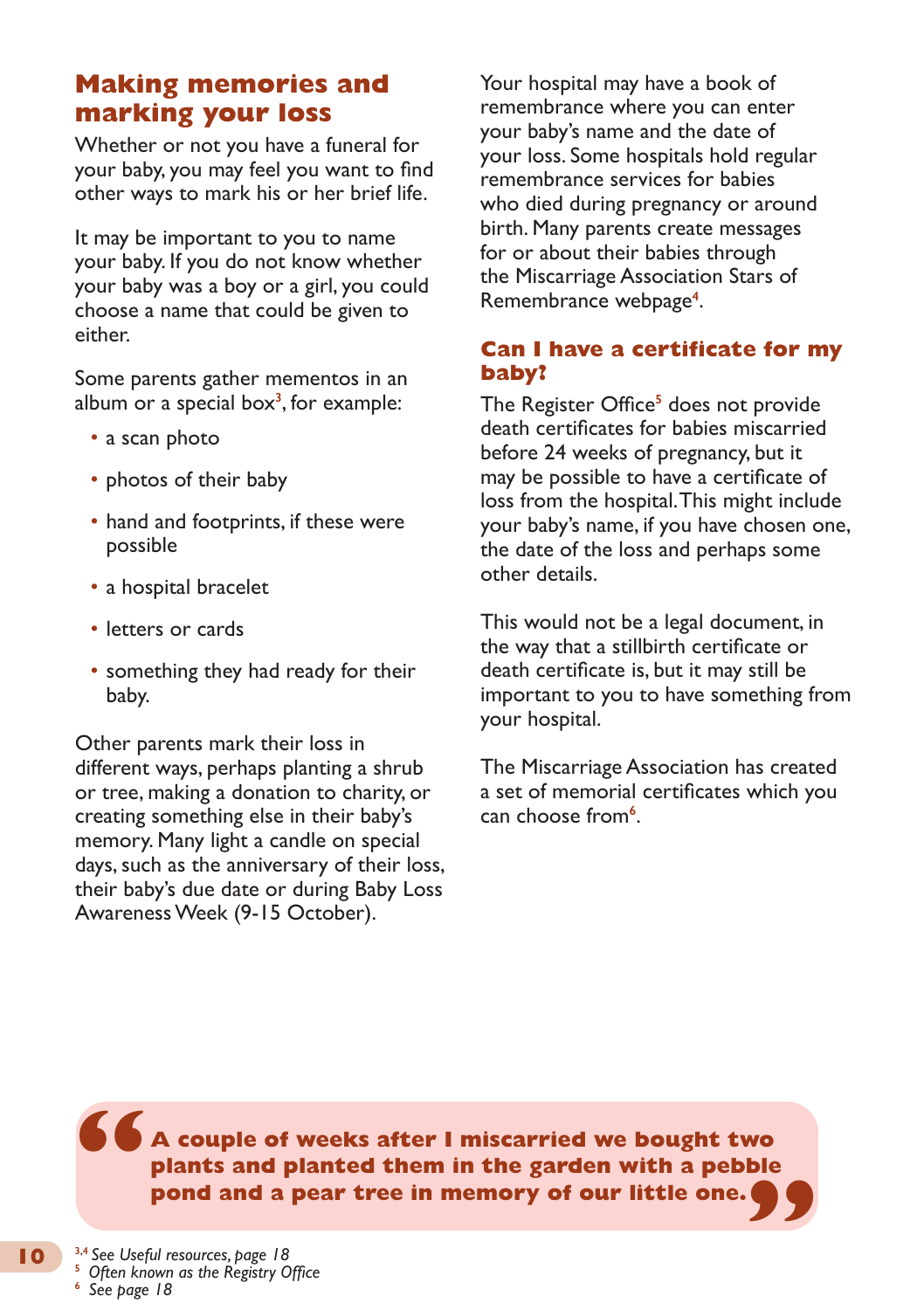## Making memories and marking your loss

Whether or not you have a funeral for your baby, you may feel you want to find other ways to mark his or her brief life.

It may be important to you to name your baby. If you do not know whether your baby was a boy or a girl, you could choose a name that could be given to either.

Some parents gather mementos in an album or a special box[3], for example:

- a scan photo
- photos of their baby
- hand and footprints, if these were possible
- a hospital bracelet
- letters or cards
- something they had ready for their baby.

Other parents mark their loss in different ways, perhaps planting a shrub or tree, making a donation to charity, or creating something else in their baby's memory. Many light a candle on special days, such as the anniversary of their loss, their baby's due date or during Baby Loss Awareness Week (9-15 October).

Your hospital may have a book of remembrance where you can enter your baby's name and the date of your loss. Some hospitals hold regular remembrance services for babies who died during pregnancy or around birth. Many parents create messages for or about their babies through the Miscarriage Association Stars of Remembrance webpage[4].

### Can I have a certificate for my baby?

The Register Office[5] does not provide death certificates for babies miscarried before 24 weeks of pregnancy, but it may be possible to have a certificate of loss from the hospital. This might include your baby's name, if you have chosen one, the date of the loss and perhaps some other details.

This would not be a legal document, in the way that a stillbirth certificate or death certificate is, but it may still be important to you to have something from your hospital.

The Miscarriage Association has created a set of memorial certificates which you can choose from[6].

> **"A couple of weeks after I miscarried we bought two plants and planted them in the garden with a pebble pond and a pear tree in memory of our little one."**

[3,4] *See Useful resources, page 18*
[5] *Often known as the Registry Office*
[6] *See page 18*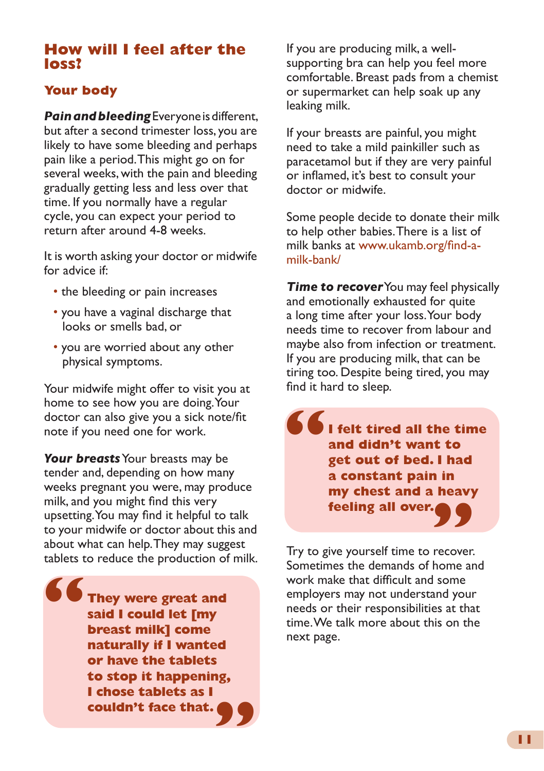## How will I feel after the loss?

### Your body

***Pain and bleeding*** Everyone is different, but after a second trimester loss, you are likely to have some bleeding and perhaps pain like a period. This might go on for several weeks, with the pain and bleeding gradually getting less and less over that time. If you normally have a regular cycle, you can expect your period to return after around 4-8 weeks.

It is worth asking your doctor or midwife for advice if:

- the bleeding or pain increases
- you have a vaginal discharge that looks or smells bad, or
- you are worried about any other physical symptoms.

Your midwife might offer to visit you at home to see how you are doing. Your doctor can also give you a sick note/fit note if you need one for work.

***Your breasts*** Your breasts may be tender and, depending on how many weeks pregnant you were, may produce milk, and you might find this very upsetting. You may find it helpful to talk to your midwife or doctor about this and about what can help. They may suggest tablets to reduce the production of milk.

> **"They were great and said I could let [my breast milk] come naturally if I wanted or have the tablets to stop it happening, I chose tablets as I couldn't face that."**

If you are producing milk, a well-supporting bra can help you feel more comfortable. Breast pads from a chemist or supermarket can help soak up any leaking milk.

If your breasts are painful, you might need to take a mild painkiller such as paracetamol but if they are very painful or inflamed, it's best to consult your doctor or midwife.

Some people decide to donate their milk to help other babies. There is a list of milk banks at www.ukamb.org/find-a-milk-bank/

***Time to recover*** You may feel physically and emotionally exhausted for quite a long time after your loss. Your body needs time to recover from labour and maybe also from infection or treatment. If you are producing milk, that can be tiring too. Despite being tired, you may find it hard to sleep.

> **"I felt tired all the time and didn't want to get out of bed. I had a constant pain in my chest and a heavy feeling all over."**

Try to give yourself time to recover. Sometimes the demands of home and work make that difficult and some employers may not understand your needs or their responsibilities at that time. We talk more about this on the next page.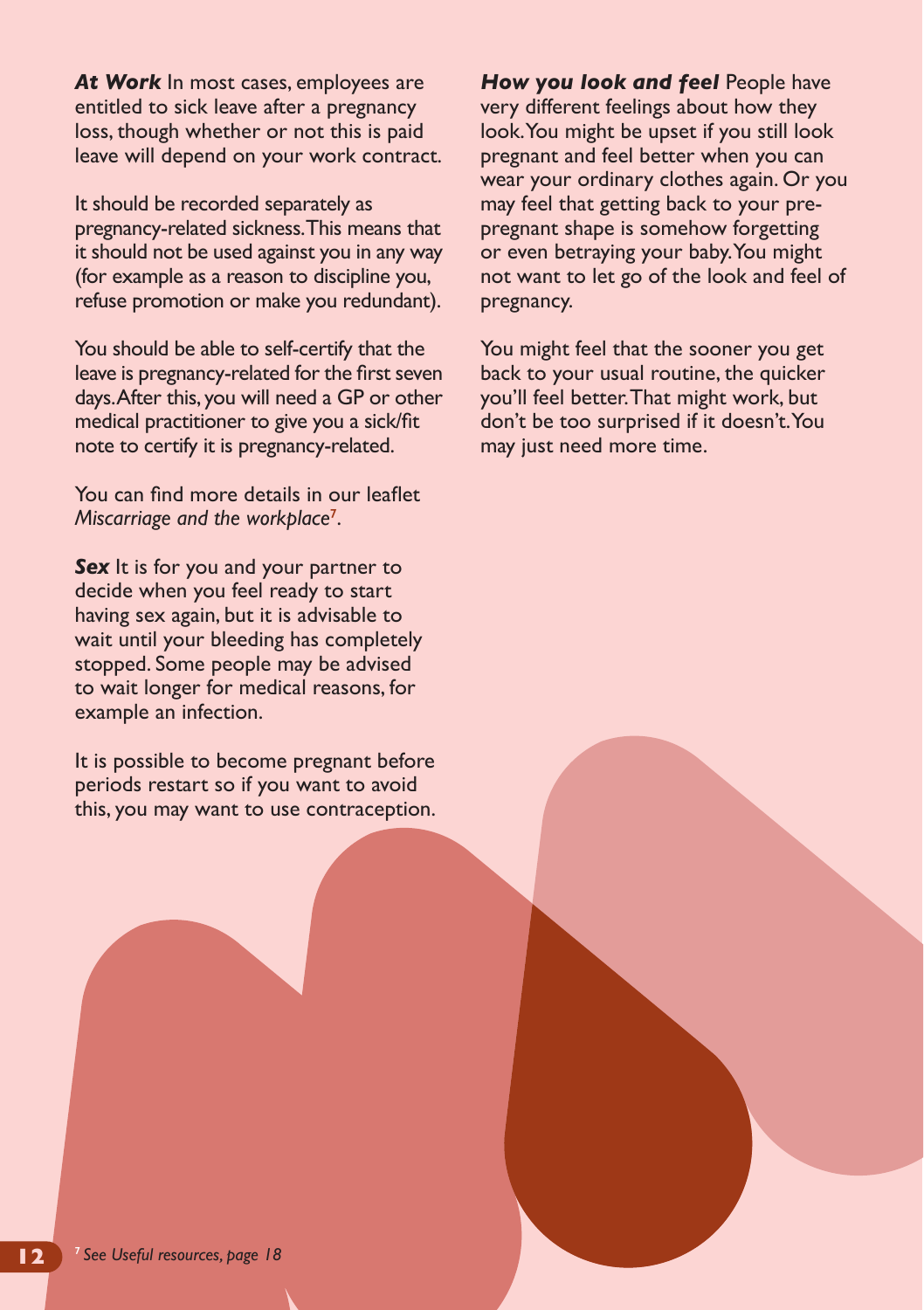***At Work*** In most cases, employees are entitled to sick leave after a pregnancy loss, though whether or not this is paid leave will depend on your work contract.

It should be recorded separately as pregnancy-related sickness. This means that it should not be used against you in any way (for example as a reason to discipline you, refuse promotion or make you redundant).

You should be able to self-certify that the leave is pregnancy-related for the first seven days. After this, you will need a GP or other medical practitioner to give you a sick/fit note to certify it is pregnancy-related.

You can find more details in our leaflet *Miscarriage and the workplace*[7].

***Sex*** It is for you and your partner to decide when you feel ready to start having sex again, but it is advisable to wait until your bleeding has completely stopped. Some people may be advised to wait longer for medical reasons, for example an infection.

It is possible to become pregnant before periods restart so if you want to avoid this, you may want to use contraception.

***How you look and feel*** People have very different feelings about how they look. You might be upset if you still look pregnant and feel better when you can wear your ordinary clothes again. Or you may feel that getting back to your pre-pregnant shape is somehow forgetting or even betraying your baby. You might not want to let go of the look and feel of pregnancy.

You might feel that the sooner you get back to your usual routine, the quicker you'll feel better. That might work, but don't be too surprised if it doesn't. You may just need more time.

[7] *See Useful resources, page 18*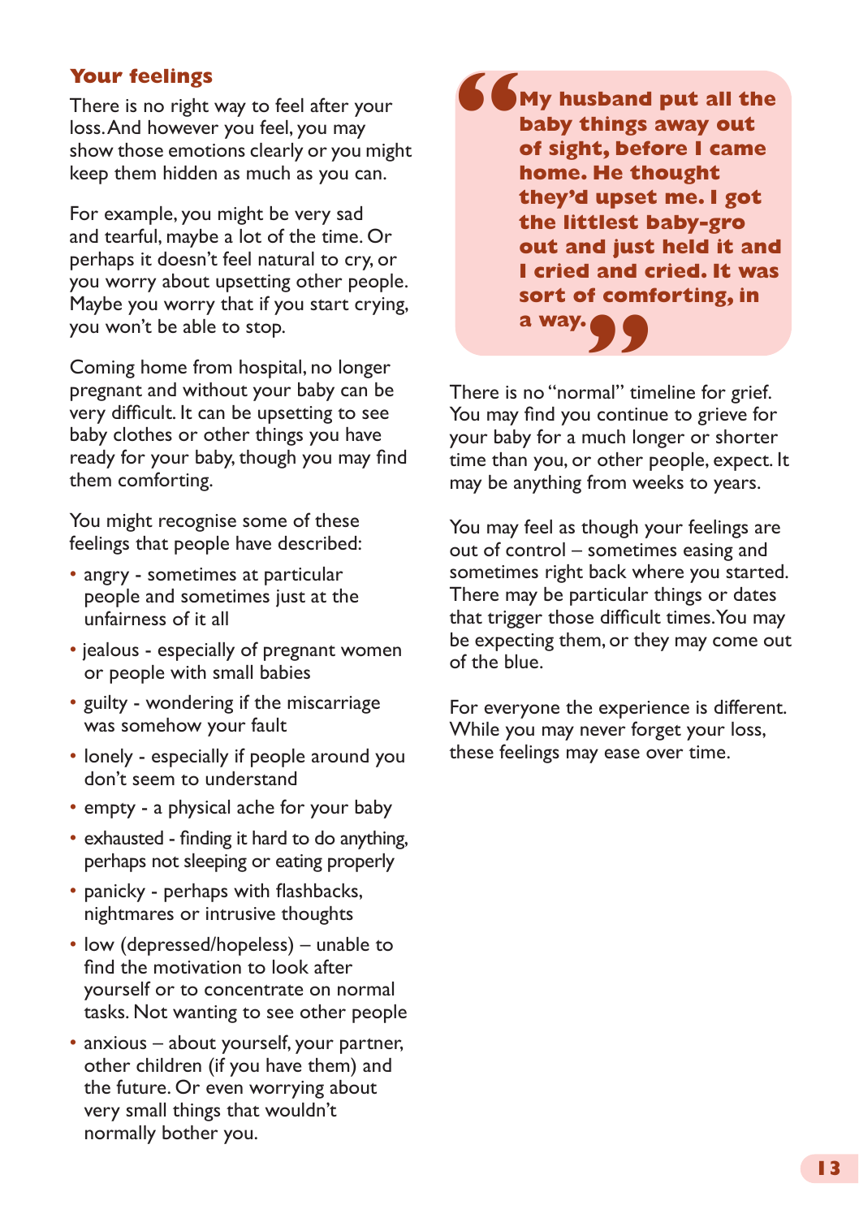## Your feelings

There is no right way to feel after your loss. And however you feel, you may show those emotions clearly or you might keep them hidden as much as you can.

For example, you might be very sad and tearful, maybe a lot of the time. Or perhaps it doesn't feel natural to cry, or you worry about upsetting other people. Maybe you worry that if you start crying, you won't be able to stop.

Coming home from hospital, no longer pregnant and without your baby can be very difficult. It can be upsetting to see baby clothes or other things you have ready for your baby, though you may find them comforting.

You might recognise some of these feelings that people have described:

- angry - sometimes at particular people and sometimes just at the unfairness of it all
- jealous - especially of pregnant women or people with small babies
- guilty - wondering if the miscarriage was somehow your fault
- lonely - especially if people around you don't seem to understand
- empty - a physical ache for your baby
- exhausted - finding it hard to do anything, perhaps not sleeping or eating properly
- panicky - perhaps with flashbacks, nightmares or intrusive thoughts
- low (depressed/hopeless) – unable to find the motivation to look after yourself or to concentrate on normal tasks. Not wanting to see other people
- anxious – about yourself, your partner, other children (if you have them) and the future. Or even worrying about very small things that wouldn't normally bother you.

> **"My husband put all the baby things away out of sight, before I came home. He thought they'd upset me. I got the littlest baby-gro out and just held it and I cried and cried. It was sort of comforting, in a way."**

There is no "normal" timeline for grief. You may find you continue to grieve for your baby for a much longer or shorter time than you, or other people, expect. It may be anything from weeks to years.

You may feel as though your feelings are out of control – sometimes easing and sometimes right back where you started. There may be particular things or dates that trigger those difficult times. You may be expecting them, or they may come out of the blue.

For everyone the experience is different. While you may never forget your loss, these feelings may ease over time.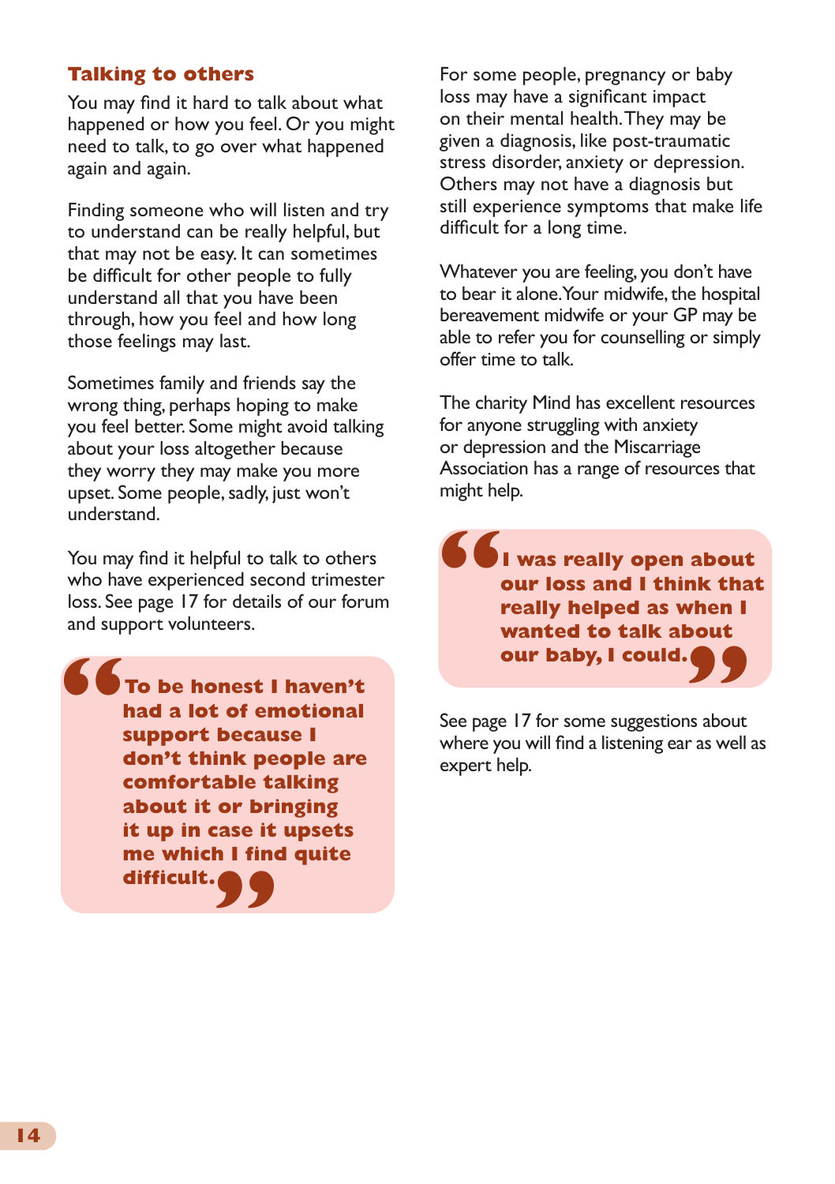## Talking to others

You may find it hard to talk about what happened or how you feel. Or you might need to talk, to go over what happened again and again.

Finding someone who will listen and try to understand can be really helpful, but that may not be easy. It can sometimes be difficult for other people to fully understand all that you have been through, how you feel and how long those feelings may last.

Sometimes family and friends say the wrong thing, perhaps hoping to make you feel better. Some might avoid talking about your loss altogether because they worry they may make you more upset. Some people, sadly, just won't understand.

You may find it helpful to talk to others who have experienced second trimester loss. See page 17 for details of our forum and support volunteers.

> **"To be honest I haven't had a lot of emotional support because I don't think people are comfortable talking about it or bringing it up in case it upsets me which I find quite difficult."**

For some people, pregnancy or baby loss may have a significant impact on their mental health. They may be given a diagnosis, like post-traumatic stress disorder, anxiety or depression. Others may not have a diagnosis but still experience symptoms that make life difficult for a long time.

Whatever you are feeling, you don't have to bear it alone. Your midwife, the hospital bereavement midwife or your GP may be able to refer you for counselling or simply offer time to talk.

The charity Mind has excellent resources for anyone struggling with anxiety or depression and the Miscarriage Association has a range of resources that might help.

> **"I was really open about our loss and I think that really helped as when I wanted to talk about our baby, I could."**

See page 17 for some suggestions about where you will find a listening ear as well as expert help.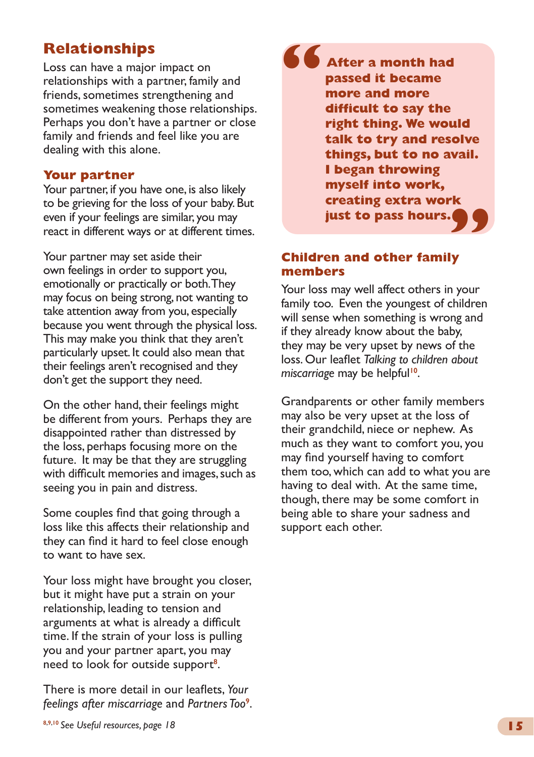## Relationships

Loss can have a major impact on relationships with a partner, family and friends, sometimes strengthening and sometimes weakening those relationships. Perhaps you don't have a partner or close family and friends and feel like you are dealing with this alone.

### Your partner

Your partner, if you have one, is also likely to be grieving for the loss of your baby. But even if your feelings are similar, you may react in different ways or at different times.

Your partner may set aside their own feelings in order to support you, emotionally or practically or both. They may focus on being strong, not wanting to take attention away from you, especially because you went through the physical loss. This may make you think that they aren't particularly upset. It could also mean that their feelings aren't recognised and they don't get the support they need.

On the other hand, their feelings might be different from yours. Perhaps they are disappointed rather than distressed by the loss, perhaps focusing more on the future. It may be that they are struggling with difficult memories and images, such as seeing you in pain and distress.

Some couples find that going through a loss like this affects their relationship and they can find it hard to feel close enough to want to have sex.

Your loss might have brought you closer, but it might have put a strain on your relationship, leading to tension and arguments at what is already a difficult time. If the strain of your loss is pulling you and your partner apart, you may need to look for outside support[8].

There is more detail in our leaflets, *Your feelings after miscarriage* and *Partners Too*[9].

> **"After a month had passed it became more and more difficult to say the right thing. We would talk to try and resolve things, but to no avail. I began throwing myself into work, creating extra work just to pass hours."**

### Children and other family members

Your loss may well affect others in your family too. Even the youngest of children will sense when something is wrong and if they already know about the baby, they may be very upset by news of the loss. Our leaflet *Talking to children about miscarriage* may be helpful[10].

Grandparents or other family members may also be very upset at the loss of their grandchild, niece or nephew. As much as they want to comfort you, you may find yourself having to comfort them too, which can add to what you are having to deal with. At the same time, though, there may be some comfort in being able to share your sadness and support each other.

[8,9,10] See *Useful resources, page 18*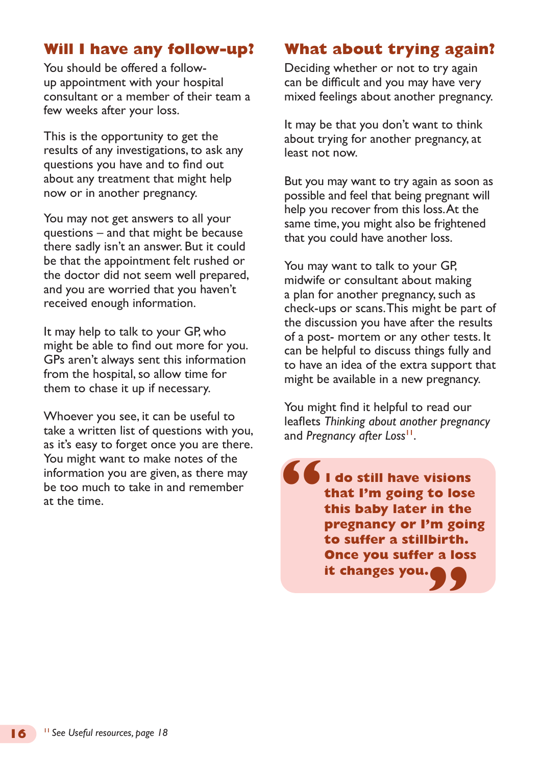## Will I have any follow-up?

You should be offered a follow-up appointment with your hospital consultant or a member of their team a few weeks after your loss.

This is the opportunity to get the results of any investigations, to ask any questions you have and to find out about any treatment that might help now or in another pregnancy.

You may not get answers to all your questions – and that might be because there sadly isn't an answer. But it could be that the appointment felt rushed or the doctor did not seem well prepared, and you are worried that you haven't received enough information.

It may help to talk to your GP, who might be able to find out more for you. GPs aren't always sent this information from the hospital, so allow time for them to chase it up if necessary.

Whoever you see, it can be useful to take a written list of questions with you, as it's easy to forget once you are there. You might want to make notes of the information you are given, as there may be too much to take in and remember at the time.

## What about trying again?

Deciding whether or not to try again can be difficult and you may have very mixed feelings about another pregnancy.

It may be that you don't want to think about trying for another pregnancy, at least not now.

But you may want to try again as soon as possible and feel that being pregnant will help you recover from this loss. At the same time, you might also be frightened that you could have another loss.

You may want to talk to your GP, midwife or consultant about making a plan for another pregnancy, such as check-ups or scans. This might be part of the discussion you have after the results of a post- mortem or any other tests. It can be helpful to discuss things fully and to have an idea of the extra support that might be available in a new pregnancy.

You might find it helpful to read our leaflets *Thinking about another pregnancy* and *Pregnancy after Loss*[11].

> **"I do still have visions that I'm going to lose this baby later in the pregnancy or I'm going to suffer a stillbirth. Once you suffer a loss it changes you."**

[11] *See Useful resources, page 18*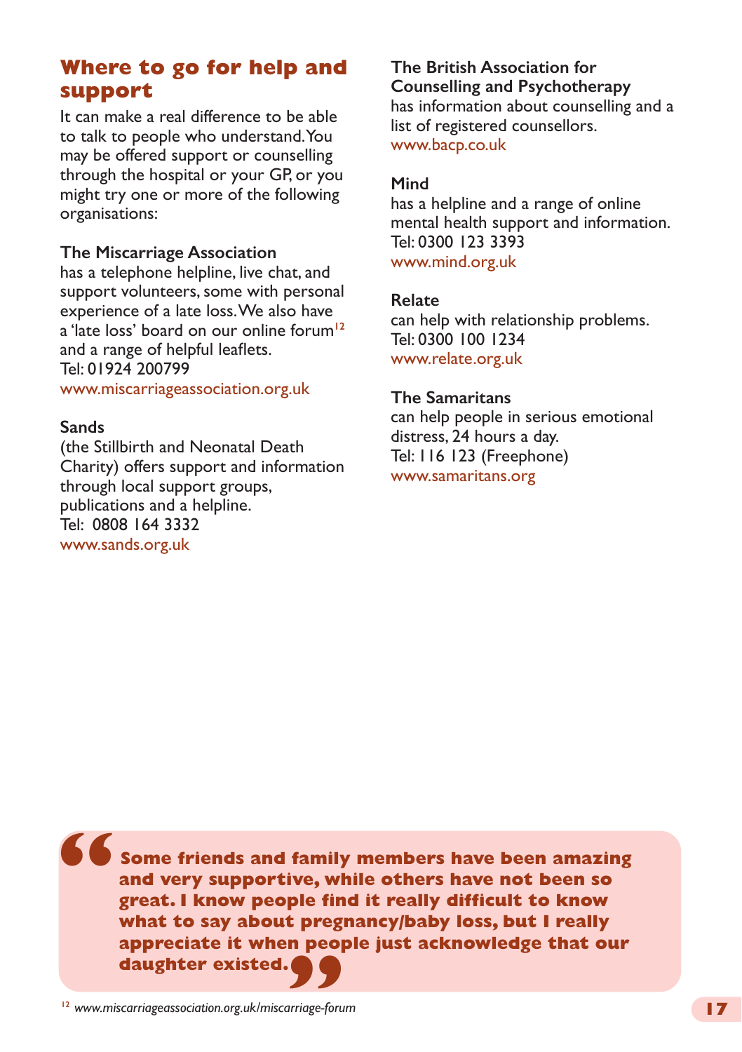## Where to go for help and support

It can make a real difference to be able to talk to people who understand. You may be offered support or counselling through the hospital or your GP, or you might try one or more of the following organisations:

**The Miscarriage Association**
has a telephone helpline, live chat, and support volunteers, some with personal experience of a late loss. We also have a 'late loss' board on our online forum[12] and a range of helpful leaflets.
Tel: 01924 200799
www.miscarriageassociation.org.uk

**Sands**
(the Stillbirth and Neonatal Death Charity) offers support and information through local support groups, publications and a helpline.
Tel: 0808 164 3332
www.sands.org.uk

**The British Association for Counselling and Psychotherapy**
has information about counselling and a list of registered counsellors.
www.bacp.co.uk

**Mind**
has a helpline and a range of online mental health support and information.
Tel: 0300 123 3393
www.mind.org.uk

**Relate**
can help with relationship problems.
Tel: 0300 100 1234
www.relate.org.uk

**The Samaritans**
can help people in serious emotional distress, 24 hours a day.
Tel: 116 123 (Freephone)
www.samaritans.org

> **"Some friends and family members have been amazing and very supportive, while others have not been so great. I know people find it really difficult to know what to say about pregnancy/baby loss, but I really appreciate it when people just acknowledge that our daughter existed."**

[12] *www.miscarriageassociation.org.uk/miscarriage-forum*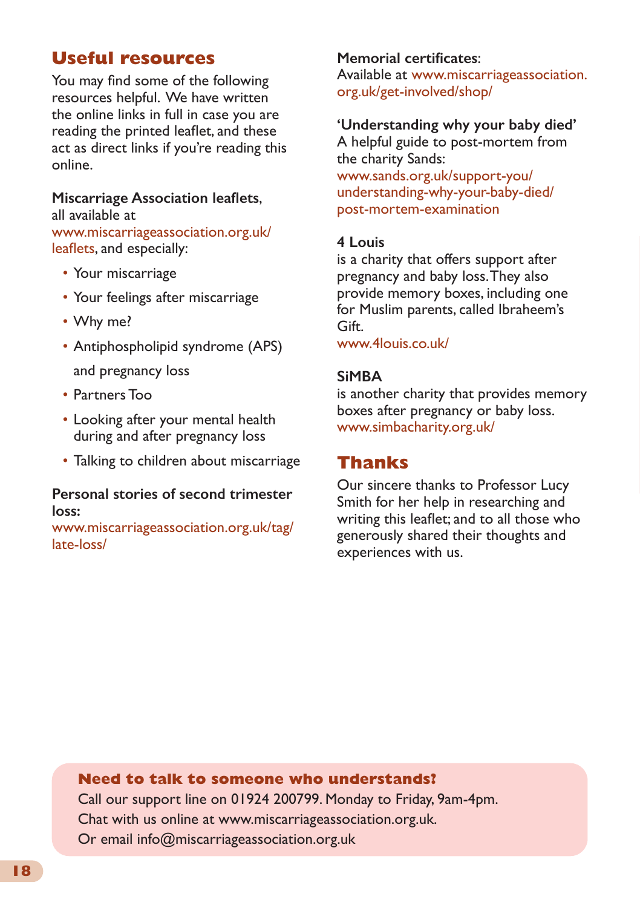## Useful resources

You may find some of the following resources helpful. We have written the online links in full in case you are reading the printed leaflet, and these act as direct links if you're reading this online.

**Miscarriage Association leaflets**, all available at www.miscarriageassociation.org.uk/leaflets, and especially:

- Your miscarriage
- Your feelings after miscarriage
- Why me?
- Antiphospholipid syndrome (APS) and pregnancy loss
- Partners Too
- Looking after your mental health during and after pregnancy loss
- Talking to children about miscarriage

**Personal stories of second trimester loss:**
www.miscarriageassociation.org.uk/tag/late-loss/

**Memorial certificates**:
Available at www.miscarriageassociation.org.uk/get-involved/shop/

**'Understanding why your baby died'**
A helpful guide to post-mortem from the charity Sands:
www.sands.org.uk/support-you/understanding-why-your-baby-died/post-mortem-examination

**4 Louis**
is a charity that offers support after pregnancy and baby loss. They also provide memory boxes, including one for Muslim parents, called Ibraheem's Gift.
www.4louis.co.uk/

**SiMBA**
is another charity that provides memory boxes after pregnancy or baby loss.
www.simbacharity.org.uk/

## Thanks

Our sincere thanks to Professor Lucy Smith for her help in researching and writing this leaflet; and to all those who generously shared their thoughts and experiences with us.

**Need to talk to someone who understands?**
Call our support line on 01924 200799. Monday to Friday, 9am-4pm.
Chat with us online at www.miscarriageassociation.org.uk.
Or email info@miscarriageassociation.org.uk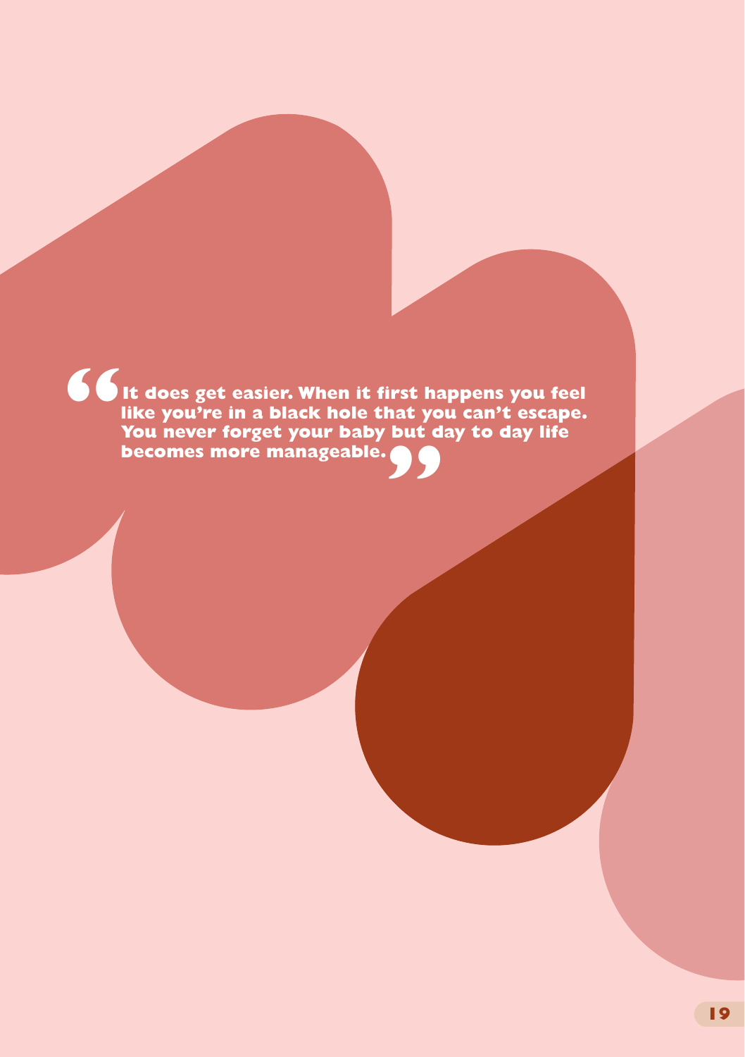**"It does get easier. When it first happens you feel like you're in a black hole that you can't escape. You never forget your baby but day to day life becomes more manageable."**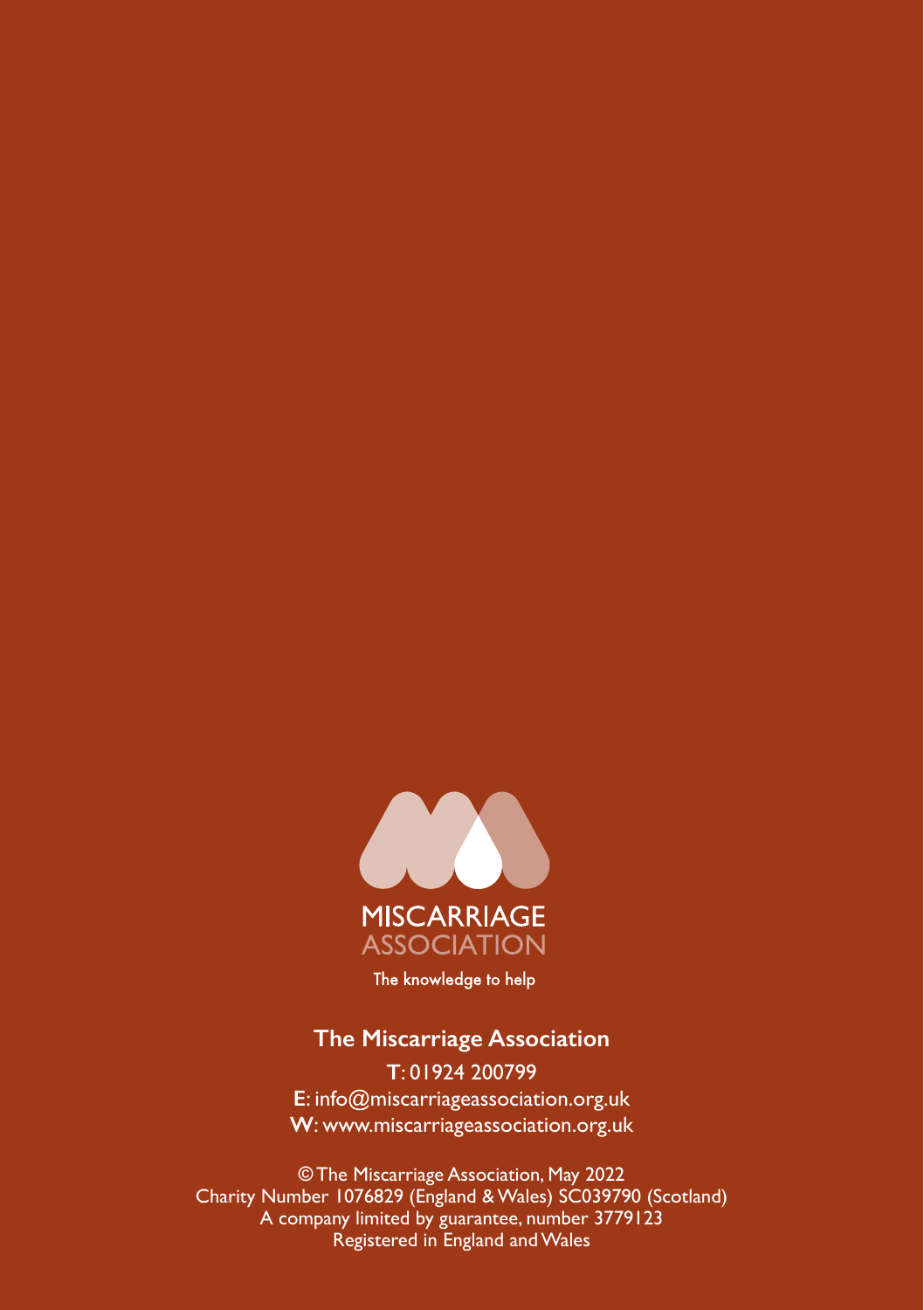MISCARRIAGE
ASSOCIATION

The knowledge to help

**The Miscarriage Association**

**T**: 01924 200799
**E**: info@miscarriageassociation.org.uk
**W**: www.miscarriageassociation.org.uk

© The Miscarriage Association, May 2022
Charity Number 1076829 (England & Wales) SC039790 (Scotland)
A company limited by guarantee, number 3779123
Registered in England and Wales